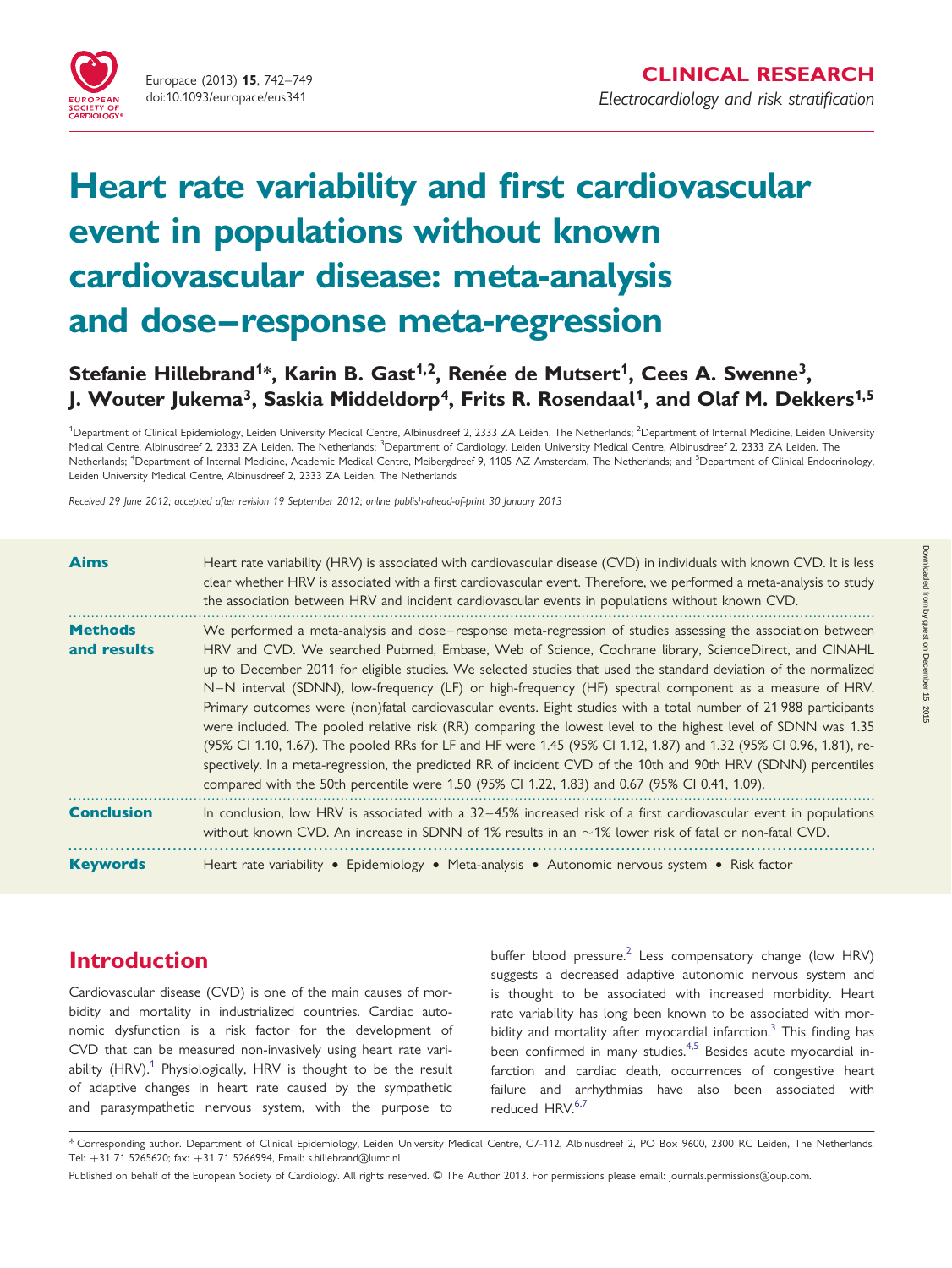CLINICAL RESEARCH

*Electrocardiology and risk stratification*

# Heart rate variability and first cardiovascular event in populations without known cardiovascular disease: meta-analysis and dose–response meta-regression

**Stefanie Hillebrand[1]*, Karin B. Gast[1,2], Renée de Mutsert[1], Cees A. Swenne[3], J. Wouter Jukema[3], Saskia Middeldorp[4], Frits R. Rosendaal[1], and Olaf M. Dekkers[1,5]**

[1]Department of Clinical Epidemiology, Leiden University Medical Centre, Albinusdreef 2, 2333 ZA Leiden, The Netherlands; [2]Department of Internal Medicine, Leiden University Medical Centre, Albinusdreef 2, 2333 ZA Leiden, The Netherlands; [3]Department of Cardiology, Leiden University Medical Centre, Albinusdreef 2, 2333 ZA Leiden, The Netherlands; [4]Department of Internal Medicine, Academic Medical Centre, Meibergdreef 9, 1105 AZ Amsterdam, The Netherlands; and [5]Department of Clinical Endocrinology, Leiden University Medical Centre, Albinusdreef 2, 2333 ZA Leiden, The Netherlands

*Received 29 June 2012; accepted after revision 19 September 2012; online publish-ahead-of-print 30 January 2013*

**Aims**
Heart rate variability (HRV) is associated with cardiovascular disease (CVD) in individuals with known CVD. It is less clear whether HRV is associated with a first cardiovascular event. Therefore, we performed a meta-analysis to study the association between HRV and incident cardiovascular events in populations without known CVD.

**Methods and results**
We performed a meta-analysis and dose–response meta-regression of studies assessing the association between HRV and CVD. We searched Pubmed, Embase, Web of Science, Cochrane library, ScienceDirect, and CINAHL up to December 2011 for eligible studies. We selected studies that used the standard deviation of the normalized N–N interval (SDNN), low-frequency (LF) or high-frequency (HF) spectral component as a measure of HRV. Primary outcomes were (non)fatal cardiovascular events. Eight studies with a total number of 21 988 participants were included. The pooled relative risk (RR) comparing the lowest level to the highest level of SDNN was 1.35 (95% CI 1.10, 1.67). The pooled RRs for LF and HF were 1.45 (95% CI 1.12, 1.87) and 1.32 (95% CI 0.96, 1.81), respectively. In a meta-regression, the predicted RR of incident CVD of the 10th and 90th HRV (SDNN) percentiles compared with the 50th percentile were 1.50 (95% CI 1.22, 1.83) and 0.67 (95% CI 0.41, 1.09).

**Conclusion**
In conclusion, low HRV is associated with a 32–45% increased risk of a first cardiovascular event in populations without known CVD. An increase in SDNN of 1% results in an ~1% lower risk of fatal or non-fatal CVD.

**Keywords**
Heart rate variability • Epidemiology • Meta-analysis • Autonomic nervous system • Risk factor

## Introduction

Cardiovascular disease (CVD) is one of the main causes of morbidity and mortality in industrialized countries. Cardiac autonomic dysfunction is a risk factor for the development of CVD that can be measured non-invasively using heart rate variability (HRV).[1] Physiologically, HRV is thought to be the result of adaptive changes in heart rate caused by the sympathetic and parasympathetic nervous system, with the purpose to buffer blood pressure.[2] Less compensatory change (low HRV) suggests a decreased adaptive autonomic nervous system and is thought to be associated with increased morbidity. Heart rate variability has long been known to be associated with morbidity and mortality after myocardial infarction.[3] This finding has been confirmed in many studies.[4,5] Besides acute myocardial infarction and cardiac death, occurrences of congestive heart failure and arrhythmias have also been associated with reduced HRV.[6,7]

* Corresponding author. Department of Clinical Epidemiology, Leiden University Medical Centre, C7-112, Albinusdreef 2, PO Box 9600, 2300 RC Leiden, The Netherlands. Tel: +31 71 5265620; fax: +31 71 5266994, Email: s.hillebrand@lumc.nl

Published on behalf of the European Society of Cardiology. All rights reserved. © The Author 2013. For permissions please email: journals.permissions@oup.com.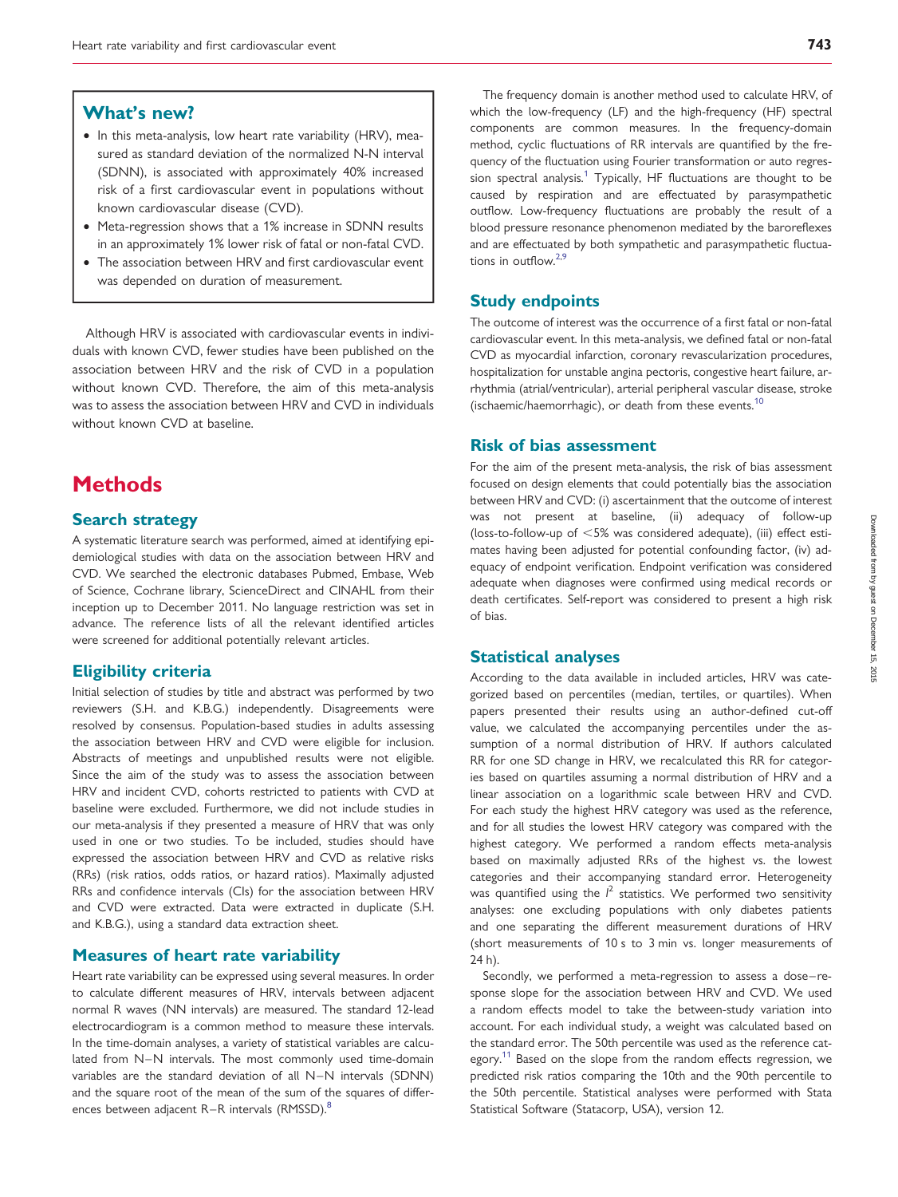## What's new?

- In this meta-analysis, low heart rate variability (HRV), measured as standard deviation of the normalized N-N interval (SDNN), is associated with approximately 40% increased risk of a first cardiovascular event in populations without known cardiovascular disease (CVD).
- Meta-regression shows that a 1% increase in SDNN results in an approximately 1% lower risk of fatal or non-fatal CVD.
- The association between HRV and first cardiovascular event was depended on duration of measurement.

Although HRV is associated with cardiovascular events in individuals with known CVD, fewer studies have been published on the association between HRV and the risk of CVD in a population without known CVD. Therefore, the aim of this meta-analysis was to assess the association between HRV and CVD in individuals without known CVD at baseline.

# Methods

## Search strategy

A systematic literature search was performed, aimed at identifying epidemiological studies with data on the association between HRV and CVD. We searched the electronic databases Pubmed, Embase, Web of Science, Cochrane library, ScienceDirect and CINAHL from their inception up to December 2011. No language restriction was set in advance. The reference lists of all the relevant identified articles were screened for additional potentially relevant articles.

## Eligibility criteria

Initial selection of studies by title and abstract was performed by two reviewers (S.H. and K.B.G.) independently. Disagreements were resolved by consensus. Population-based studies in adults assessing the association between HRV and CVD were eligible for inclusion. Abstracts of meetings and unpublished results were not eligible. Since the aim of the study was to assess the association between HRV and incident CVD, cohorts restricted to patients with CVD at baseline were excluded. Furthermore, we did not include studies in our meta-analysis if they presented a measure of HRV that was only used in one or two studies. To be included, studies should have expressed the association between HRV and CVD as relative risks (RRs) (risk ratios, odds ratios, or hazard ratios). Maximally adjusted RRs and confidence intervals (CIs) for the association between HRV and CVD were extracted. Data were extracted in duplicate (S.H. and K.B.G.), using a standard data extraction sheet.

## Measures of heart rate variability

Heart rate variability can be expressed using several measures. In order to calculate different measures of HRV, intervals between adjacent normal R waves (NN intervals) are measured. The standard 12-lead electrocardiogram is a common method to measure these intervals. In the time-domain analyses, a variety of statistical variables are calculated from N–N intervals. The most commonly used time-domain variables are the standard deviation of all N–N intervals (SDNN) and the square root of the mean of the sum of the squares of differences between adjacent R–R intervals (RMSSD).[8]

The frequency domain is another method used to calculate HRV, of which the low-frequency (LF) and the high-frequency (HF) spectral components are common measures. In the frequency-domain method, cyclic fluctuations of RR intervals are quantified by the frequency of the fluctuation using Fourier transformation or auto regression spectral analysis.[1] Typically, HF fluctuations are thought to be caused by respiration and are effectuated by parasympathetic outflow. Low-frequency fluctuations are probably the result of a blood pressure resonance phenomenon mediated by the baroreflexes and are effectuated by both sympathetic and parasympathetic fluctuations in outflow.[2,9]

## Study endpoints

The outcome of interest was the occurrence of a first fatal or non-fatal cardiovascular event. In this meta-analysis, we defined fatal or non-fatal CVD as myocardial infarction, coronary revascularization procedures, hospitalization for unstable angina pectoris, congestive heart failure, arrhythmia (atrial/ventricular), arterial peripheral vascular disease, stroke (ischaemic/haemorrhagic), or death from these events.[10]

## Risk of bias assessment

For the aim of the present meta-analysis, the risk of bias assessment focused on design elements that could potentially bias the association between HRV and CVD: (i) ascertainment that the outcome of interest was not present at baseline, (ii) adequacy of follow-up (loss-to-follow-up of <5% was considered adequate), (iii) effect estimates having been adjusted for potential confounding factor, (iv) adequacy of endpoint verification. Endpoint verification was considered adequate when diagnoses were confirmed using medical records or death certificates. Self-report was considered to present a high risk of bias.

## Statistical analyses

According to the data available in included articles, HRV was categorized based on percentiles (median, tertiles, or quartiles). When papers presented their results using an author-defined cut-off value, we calculated the accompanying percentiles under the assumption of a normal distribution of HRV. If authors calculated RR for one SD change in HRV, we recalculated this RR for categories based on quartiles assuming a normal distribution of HRV and a linear association on a logarithmic scale between HRV and CVD. For each study the highest HRV category was used as the reference, and for all studies the lowest HRV category was compared with the highest category. We performed a random effects meta-analysis based on maximally adjusted RRs of the highest vs. the lowest categories and their accompanying standard error. Heterogeneity was quantified using the $I^2$ statistics. We performed two sensitivity analyses: one excluding populations with only diabetes patients and one separating the different measurement durations of HRV (short measurements of 10 s to 3 min vs. longer measurements of 24 h).

Secondly, we performed a meta-regression to assess a dose–response slope for the association between HRV and CVD. We used a random effects model to take the between-study variation into account. For each individual study, a weight was calculated based on the standard error. The 50th percentile was used as the reference category.[11] Based on the slope from the random effects regression, we predicted risk ratios comparing the 10th and the 90th percentile to the 50th percentile. Statistical analyses were performed with Stata Statistical Software (Statacorp, USA), version 12.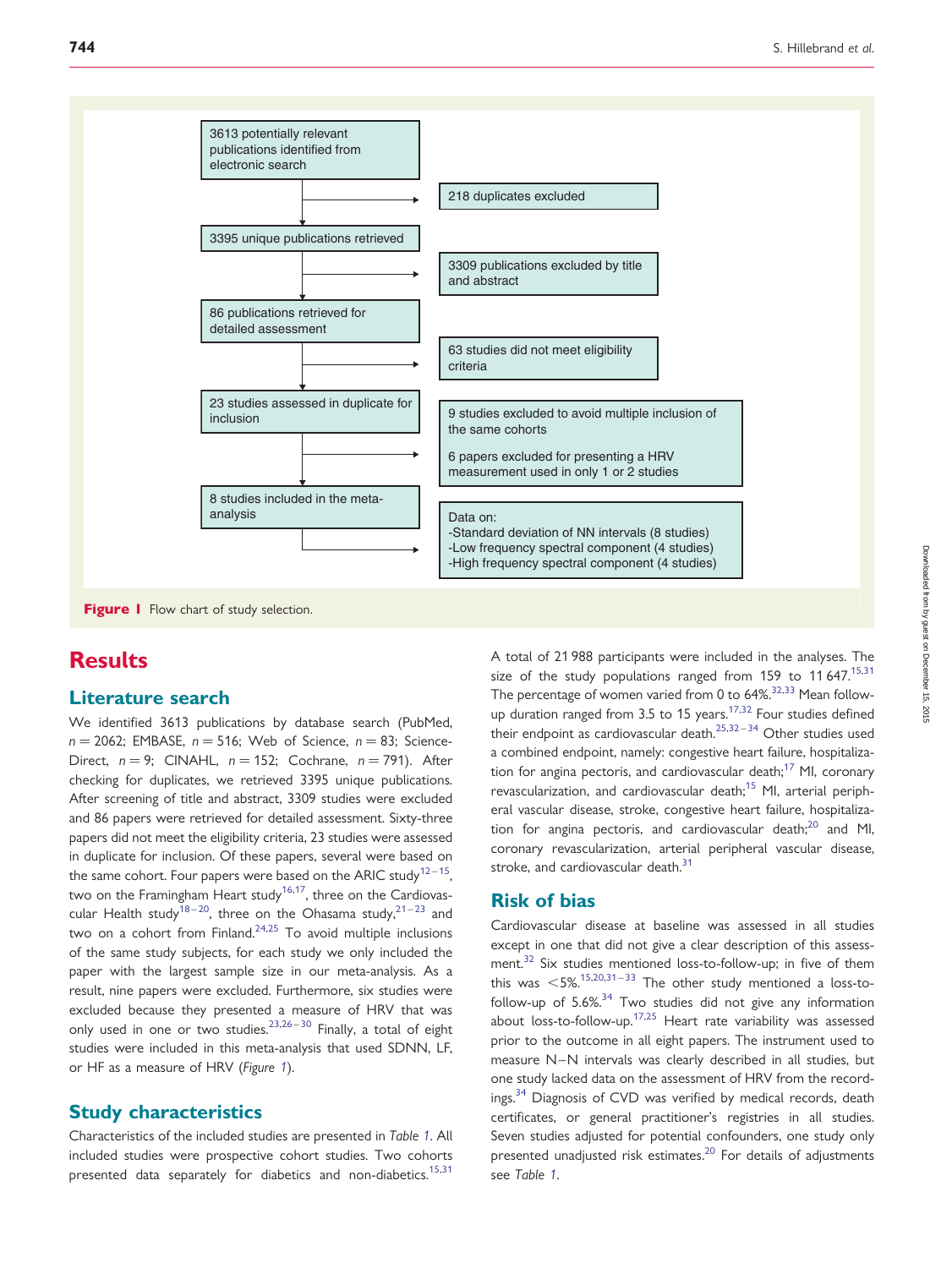3613 potentially relevant publications identified from electronic search

→ 218 duplicates excluded

3395 unique publications retrieved

→ 3309 publications excluded by title and abstract

86 publications retrieved for detailed assessment

→ 63 studies did not meet eligibility criteria

23 studies assessed in duplicate for inclusion

→ 9 studies excluded to avoid multiple inclusion of the same cohorts

6 papers excluded for presenting a HRV measurement used in only 1 or 2 studies

8 studies included in the meta-analysis

→ Data on:
-Standard deviation of NN intervals (8 studies)
-Low frequency spectral component (4 studies)
-High frequency spectral component (4 studies)

**Figure 1** Flow chart of study selection.

# Results

## Literature search

We identified 3613 publications by database search (PubMed, $n = 2062$; EMBASE, $n = 516$; Web of Science, $n = 83$; Science-Direct, $n = 9$; CINAHL, $n = 152$; Cochrane, $n = 791$). After checking for duplicates, we retrieved 3395 unique publications. After screening of title and abstract, 3309 studies were excluded and 86 papers were retrieved for detailed assessment. Sixty-three papers did not meet the eligibility criteria, 23 studies were assessed in duplicate for inclusion. Of these papers, several were based on the same cohort. Four papers were based on the ARIC study[12–15], two on the Framingham Heart study[16,17], three on the Cardiovascular Health study[18–20], three on the Ohasama study,[21–23] and two on a cohort from Finland.[24,25] To avoid multiple inclusions of the same study subjects, for each study we only included the paper with the largest sample size in our meta-analysis. As a result, nine papers were excluded. Furthermore, six studies were excluded because they presented a measure of HRV that was only used in one or two studies.[23,26–30] Finally, a total of eight studies were included in this meta-analysis that used SDNN, LF, or HF as a measure of HRV (*Figure 1*).

## Study characteristics

Characteristics of the included studies are presented in *Table 1*. All included studies were prospective cohort studies. Two cohorts presented data separately for diabetics and non-diabetics.[15,31]

A total of 21 988 participants were included in the analyses. The size of the study populations ranged from 159 to 11 647.[15,31] The percentage of women varied from 0 to 64%.[32,33] Mean follow-up duration ranged from 3.5 to 15 years.[17,32] Four studies defined their endpoint as cardiovascular death.[25,32–34] Other studies used a combined endpoint, namely: congestive heart failure, hospitalization for angina pectoris, and cardiovascular death;[17] MI, coronary revascularization, and cardiovascular death;[15] MI, arterial peripheral vascular disease, stroke, congestive heart failure, hospitalization for angina pectoris, and cardiovascular death;[20] and MI, coronary revascularization, arterial peripheral vascular disease, stroke, and cardiovascular death.[31]

## Risk of bias

Cardiovascular disease at baseline was assessed in all studies except in one that did not give a clear description of this assessment.[32] Six studies mentioned loss-to-follow-up; in five of them this was <5%.[15,20,31–33] The other study mentioned a loss-to-follow-up of 5.6%.[34] Two studies did not give any information about loss-to-follow-up.[17,25] Heart rate variability was assessed prior to the outcome in all eight papers. The instrument used to measure N–N intervals was clearly described in all studies, but one study lacked data on the assessment of HRV from the recordings.[34] Diagnosis of CVD was verified by medical records, death certificates, or general practitioner's registries in all studies. Seven studies adjusted for potential confounders, one study only presented unadjusted risk estimates.[20] For details of adjustments see *Table 1*.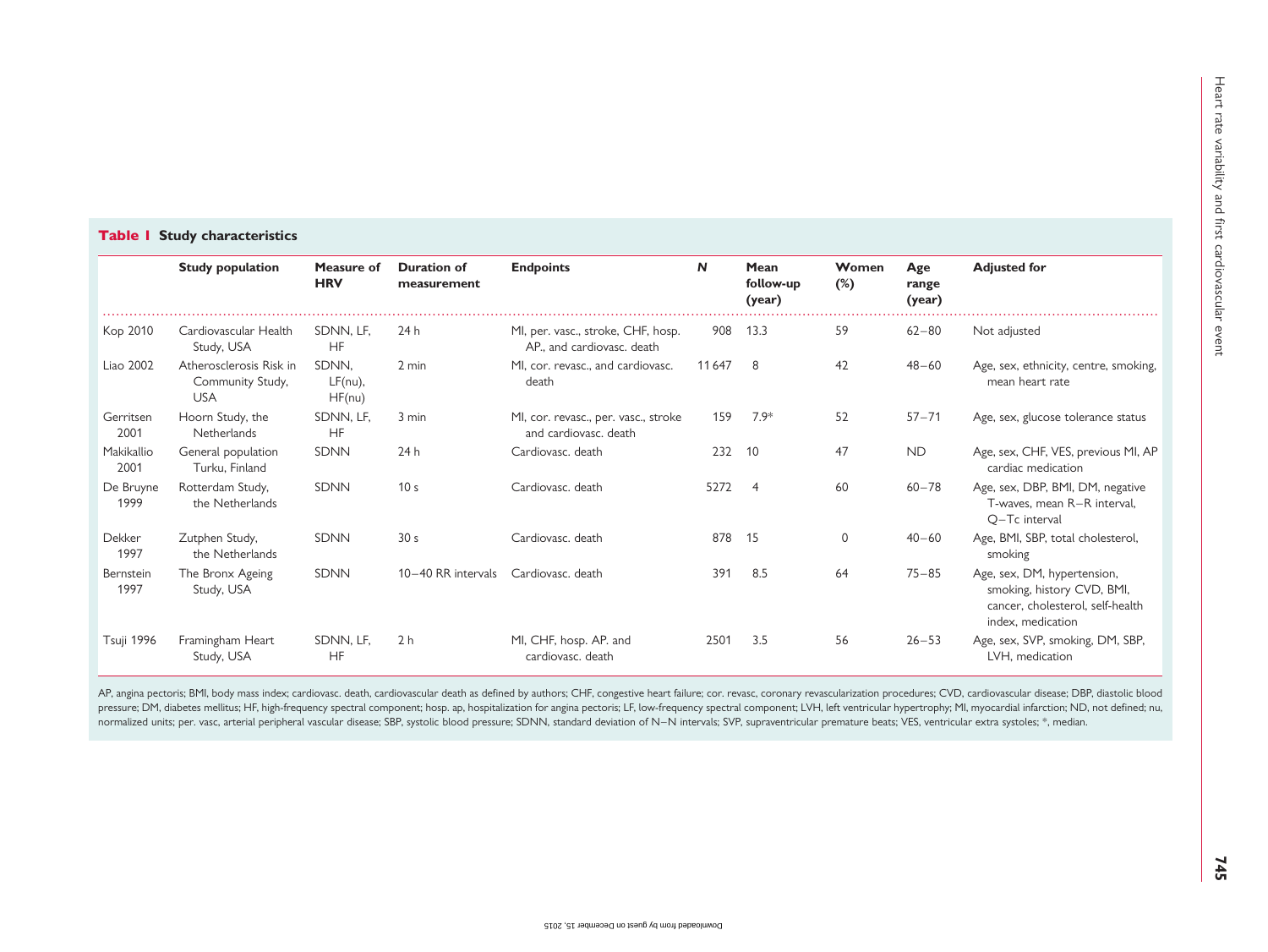**Table 1 Study characteristics**

| | Study population | Measure of HRV | Duration of measurement | Endpoints | N | Mean follow-up (year) | Women (%) | Age range (year) | Adjusted for |
|---|---|---|---|---|---|---|---|---|---|
| Kop 2010 | Cardiovascular Health Study, USA | SDNN, LF, HF | 24 h | MI, per. vasc., stroke, CHF, hosp. AP., and cardiovasc. death | 908 | 13.3 | 59 | 62–80 | Not adjusted |
| Liao 2002 | Atherosclerosis Risk in Community Study, USA | SDNN, LF(nu), HF(nu) | 2 min | MI, cor. revasc., and cardiovasc. death | 11 647 | 8 | 42 | 48–60 | Age, sex, ethnicity, centre, smoking, mean heart rate |
| Gerritsen 2001 | Hoorn Study, the Netherlands | SDNN, LF, HF | 3 min | MI, cor. revasc., per. vasc., stroke and cardiovasc. death | 159 | 7.9* | 52 | 57–71 | Age, sex, glucose tolerance status |
| Makikallio 2001 | General population Turku, Finland | SDNN | 24 h | Cardiovasc. death | 232 | 10 | 47 | ND | Age, sex, CHF, VES, previous MI, AP cardiac medication |
| De Bruyne 1999 | Rotterdam Study, the Netherlands | SDNN | 10 s | Cardiovasc. death | 5272 | 4 | 60 | 60–78 | Age, sex, DBP, BMI, DM, negative T-waves, mean R–R interval, Q–Tc interval |
| Dekker 1997 | Zutphen Study, the Netherlands | SDNN | 30 s | Cardiovasc. death | 878 | 15 | 0 | 40–60 | Age, BMI, SBP, total cholesterol, smoking |
| Bernstein 1997 | The Bronx Ageing Study, USA | SDNN | 10–40 RR intervals | Cardiovasc. death | 391 | 8.5 | 64 | 75–85 | Age, sex, DM, hypertension, smoking, history CVD, BMI, cancer, cholesterol, self-health index, medication |
| Tsuji 1996 | Framingham Heart Study, USA | SDNN, LF, HF | 2 h | MI, CHF, hosp. AP. and cardiovasc. death | 2501 | 3.5 | 56 | 26–53 | Age, sex, SVP, smoking, DM, SBP, LVH, medication |

AP, angina pectoris; BMI, body mass index; cardiovasc. death, cardiovascular death as defined by authors; CHF, congestive heart failure; cor. revasc, coronary revascularization procedures; CVD, cardiovascular disease; DBP, diastolic blood pressure; DM, diabetes mellitus; HF, high-frequency spectral component; hosp. ap, hospitalization for angina pectoris; LF, low-frequency spectral component; LVH, left ventricular hypertrophy; MI, myocardial infarction; ND, not defined; nu, normalized units; per. vasc, arterial peripheral vascular disease; SBP, systolic blood pressure; SDNN, standard deviation of N–N intervals; SVP, supraventricular premature beats; VES, ventricular extra systoles; *, median.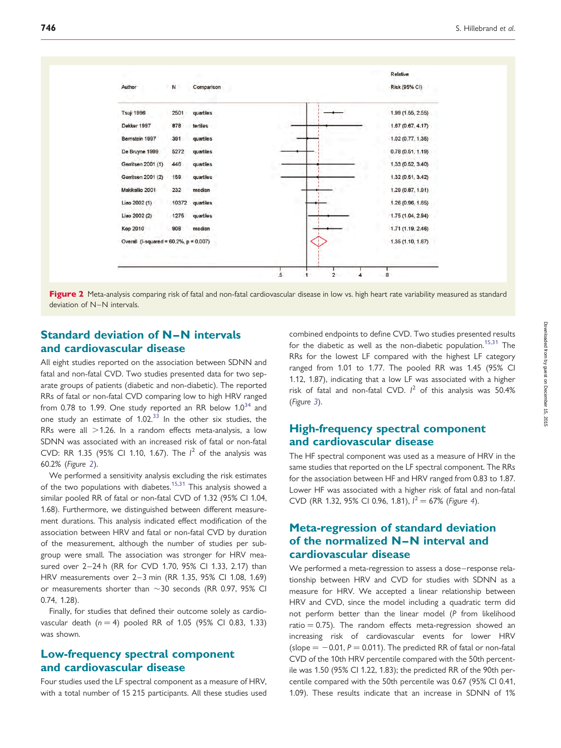| Author | N | Comparison | Relative Risk (95% CI) |
|---|---|---|---|
| Tsuji 1996 | 2501 | quartiles | 1.99 (1.55, 2.55) |
| Dekker 1997 | 878 | tertiles | 1.67 (0.67, 4.17) |
| Bernstein 1997 | 391 | quartiles | 1.02 (0.77, 1.35) |
| De Bruyne 1999 | 5272 | quartiles | 0.78 (0.51, 1.19) |
| Gerritsen 2001 (1) | 446 | quartiles | 1.33 (0.52, 3.40) |
| Gerritsen 2001 (2) | 159 | quartiles | 1.32 (0.51, 3.42) |
| Makikallio 2001 | 232 | median | 1.29 (0.87, 1.91) |
| Liao 2002 (1) | 10372 | quartiles | 1.26 (0.96, 1.65) |
| Liao 2002 (2) | 1275 | quartiles | 1.75 (1.04, 2.94) |
| Kop 2010 | 908 | median | 1.71 (1.19, 2.46) |
| Overall (I-squared = 60.2%, p = 0.007) | | | 1.35 (1.10, 1.67) |

**Figure 2** Meta-analysis comparing risk of fatal and non-fatal cardiovascular disease in low vs. high heart rate variability measured as standard deviation of N–N intervals.

## Standard deviation of N–N intervals and cardiovascular disease

All eight studies reported on the association between SDNN and fatal and non-fatal CVD. Two studies presented data for two separate groups of patients (diabetic and non-diabetic). The reported RRs of fatal or non-fatal CVD comparing low to high HRV ranged from 0.78 to 1.99. One study reported an RR below 1.0[34] and one study an estimate of 1.02.[33] In the other six studies, the RRs were all >1.26. In a random effects meta-analysis, a low SDNN was associated with an increased risk of fatal or non-fatal CVD: RR 1.35 (95% CI 1.10, 1.67). The $I^2$ of the analysis was 60.2% (*Figure 2*).

We performed a sensitivity analysis excluding the risk estimates of the two populations with diabetes.[15,31] This analysis showed a similar pooled RR of fatal or non-fatal CVD of 1.32 (95% CI 1.04, 1.68). Furthermore, we distinguished between different measurement durations. This analysis indicated effect modification of the association between HRV and fatal or non-fatal CVD by duration of the measurement, although the number of studies per subgroup were small. The association was stronger for HRV measured over 2–24 h (RR for CVD 1.70, 95% CI 1.33, 2.17) than HRV measurements over 2–3 min (RR 1.35, 95% CI 1.08, 1.69) or measurements shorter than ~30 seconds (RR 0.97, 95% CI 0.74, 1.28).

Finally, for studies that defined their outcome solely as cardiovascular death ($n = 4$) pooled RR of 1.05 (95% CI 0.83, 1.33) was shown.

## Low-frequency spectral component and cardiovascular disease

Four studies used the LF spectral component as a measure of HRV, with a total number of 15 215 participants. All these studies used combined endpoints to define CVD. Two studies presented results for the diabetic as well as the non-diabetic population.[15,31] The RRs for the lowest LF compared with the highest LF category ranged from 1.01 to 1.77. The pooled RR was 1.45 (95% CI 1.12, 1.87), indicating that a low LF was associated with a higher risk of fatal and non-fatal CVD. $I^2$ of this analysis was 50.4% (*Figure 3*).

## High-frequency spectral component and cardiovascular disease

The HF spectral component was used as a measure of HRV in the same studies that reported on the LF spectral component. The RRs for the association between HF and HRV ranged from 0.83 to 1.87. Lower HF was associated with a higher risk of fatal and non-fatal CVD (RR 1.32, 95% CI 0.96, 1.81), $I^2 = 67\%$ (*Figure 4*).

## Meta-regression of standard deviation of the normalized N–N interval and cardiovascular disease

We performed a meta-regression to assess a dose–response relationship between HRV and CVD for studies with SDNN as a measure for HRV. We accepted a linear relationship between HRV and CVD, since the model including a quadratic term did not perform better than the linear model (P from likelihood ratio = 0.75). The random effects meta-regression showed an increasing risk of cardiovascular events for lower HRV (slope = −0.01, $P = 0.011$). The predicted RR of fatal or non-fatal CVD of the 10th HRV percentile compared with the 50th percentile was 1.50 (95% CI 1.22, 1.83); the predicted RR of the 90th percentile compared with the 50th percentile was 0.67 (95% CI 0.41, 1.09). These results indicate that an increase in SDNN of 1%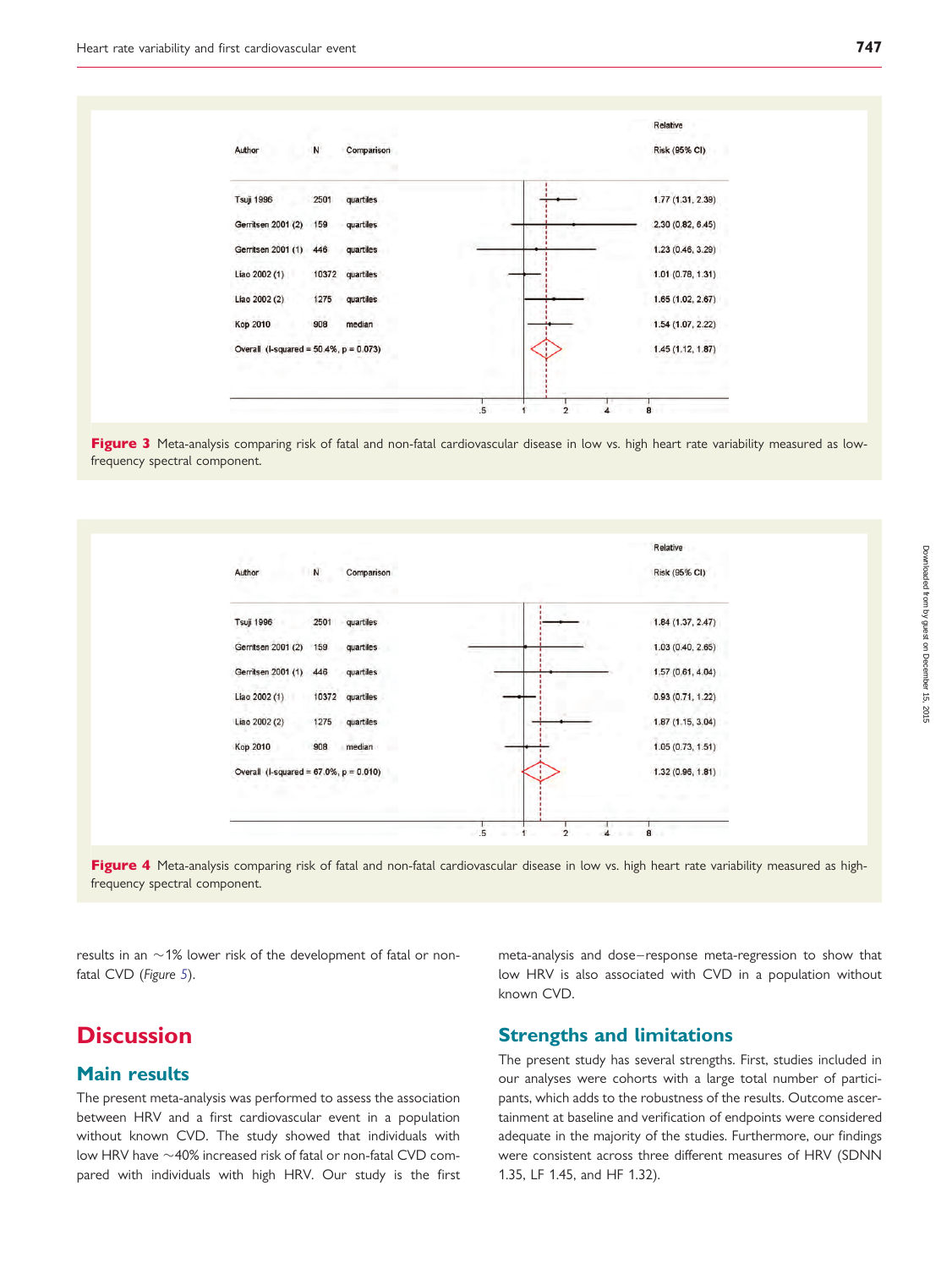| Author | N | Comparison | Relative Risk (95% CI) |
|---|---|---|---|
| Tsuji 1996 | 2501 | quartiles | 1.77 (1.31, 2.39) |
| Gerritsen 2001 (2) | 159 | quartiles | 2.30 (0.82, 6.45) |
| Gerritsen 2001 (1) | 446 | quartiles | 1.23 (0.46, 3.29) |
| Liao 2002 (1) | 10372 | quartiles | 1.01 (0.78, 1.31) |
| Liao 2002 (2) | 1275 | quartiles | 1.65 (1.02, 2.67) |
| Kop 2010 | 908 | median | 1.54 (1.07, 2.22) |
| Overall (I-squared = 50.4%, p = 0.073) | | | 1.45 (1.12, 1.87) |

**Figure 3** Meta-analysis comparing risk of fatal and non-fatal cardiovascular disease in low vs. high heart rate variability measured as low-frequency spectral component.

| Author | N | Comparison | Relative Risk (95% CI) |
|---|---|---|---|
| Tsuji 1996 | 2501 | quartiles | 1.84 (1.37, 2.47) |
| Gerritsen 2001 (2) | 159 | quartiles | 1.03 (0.40, 2.65) |
| Gerritsen 2001 (1) | 446 | quartiles | 1.57 (0.61, 4.04) |
| Liao 2002 (1) | 10372 | quartiles | 0.93 (0.71, 1.22) |
| Liao 2002 (2) | 1275 | quartiles | 1.87 (1.15, 3.04) |
| Kop 2010 | 908 | median | 1.05 (0.73, 1.51) |
| Overall (I-squared = 67.0%, p = 0.010) | | | 1.32 (0.96, 1.81) |

**Figure 4** Meta-analysis comparing risk of fatal and non-fatal cardiovascular disease in low vs. high heart rate variability measured as high-frequency spectral component.

results in an ~1% lower risk of the development of fatal or non-fatal CVD (*Figure 5*).

# Discussion

## Main results

The present meta-analysis was performed to assess the association between HRV and a first cardiovascular event in a population without known CVD. The study showed that individuals with low HRV have ~40% increased risk of fatal or non-fatal CVD compared with individuals with high HRV. Our study is the first meta-analysis and dose–response meta-regression to show that low HRV is also associated with CVD in a population without known CVD.

## Strengths and limitations

The present study has several strengths. First, studies included in our analyses were cohorts with a large total number of participants, which adds to the robustness of the results. Outcome ascertainment at baseline and verification of endpoints were considered adequate in the majority of the studies. Furthermore, our findings were consistent across three different measures of HRV (SDNN 1.35, LF 1.45, and HF 1.32).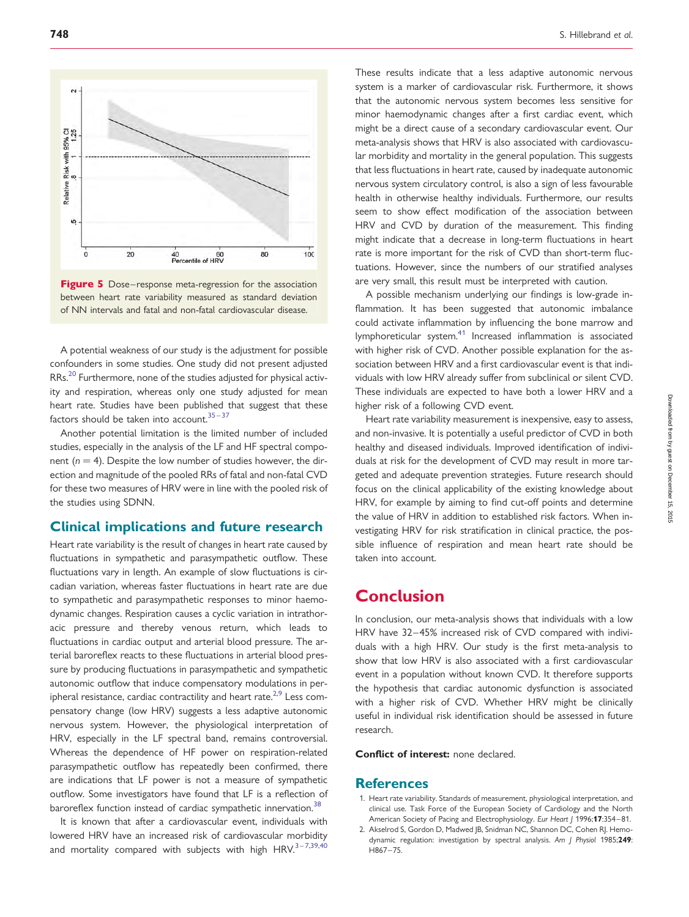Figure 5 Dose–response meta-regression for the association between heart rate variability measured as standard deviation of NN intervals and fatal and non-fatal cardiovascular disease.

A potential weakness of our study is the adjustment for possible confounders in some studies. One study did not present adjusted RRs.[20] Furthermore, none of the studies adjusted for physical activity and respiration, whereas only one study adjusted for mean heart rate. Studies have been published that suggest that these factors should be taken into account.[35–37]

Another potential limitation is the limited number of included studies, especially in the analysis of the LF and HF spectral component ($n = 4$). Despite the low number of studies however, the direction and magnitude of the pooled RRs of fatal and non-fatal CVD for these two measures of HRV were in line with the pooled risk of the studies using SDNN.

## Clinical implications and future research

Heart rate variability is the result of changes in heart rate caused by fluctuations in sympathetic and parasympathetic outflow. These fluctuations vary in length. An example of slow fluctuations is circadian variation, whereas faster fluctuations in heart rate are due to sympathetic and parasympathetic responses to minor haemodynamic changes. Respiration causes a cyclic variation in intrathoracic pressure and thereby venous return, which leads to fluctuations in cardiac output and arterial blood pressure. The arterial baroreflex reacts to these fluctuations in arterial blood pressure by producing fluctuations in parasympathetic and sympathetic autonomic outflow that induce compensatory modulations in peripheral resistance, cardiac contractility and heart rate.[2,9] Less compensatory change (low HRV) suggests a less adaptive autonomic nervous system. However, the physiological interpretation of HRV, especially in the LF spectral band, remains controversial. Whereas the dependence of HF power on respiration-related parasympathetic outflow has repeatedly been confirmed, there are indications that LF power is not a measure of sympathetic outflow. Some investigators have found that LF is a reflection of baroreflex function instead of cardiac sympathetic innervation.[38]

It is known that after a cardiovascular event, individuals with lowered HRV have an increased risk of cardiovascular morbidity and mortality compared with subjects with high HRV.[3–7,39,40] These results indicate that a less adaptive autonomic nervous system is a marker of cardiovascular risk. Furthermore, it shows that the autonomic nervous system becomes less sensitive for minor haemodynamic changes after a first cardiac event, which might be a direct cause of a secondary cardiovascular event. Our meta-analysis shows that HRV is also associated with cardiovascular morbidity and mortality in the general population. This suggests that less fluctuations in heart rate, caused by inadequate autonomic nervous system circulatory control, is also a sign of less favourable health in otherwise healthy individuals. Furthermore, our results seem to show effect modification of the association between HRV and CVD by duration of the measurement. This finding might indicate that a decrease in long-term fluctuations in heart rate is more important for the risk of CVD than short-term fluctuations. However, since the numbers of our stratified analyses are very small, this result must be interpreted with caution.

A possible mechanism underlying our findings is low-grade inflammation. It has been suggested that autonomic imbalance could activate inflammation by influencing the bone marrow and lymphoreticular system.[41] Increased inflammation is associated with higher risk of CVD. Another possible explanation for the association between HRV and a first cardiovascular event is that individuals with low HRV already suffer from subclinical or silent CVD. These individuals are expected to have both a lower HRV and a higher risk of a following CVD event.

Heart rate variability measurement is inexpensive, easy to assess, and non-invasive. It is potentially a useful predictor of CVD in both healthy and diseased individuals. Improved identification of individuals at risk for the development of CVD may result in more targeted and adequate prevention strategies. Future research should focus on the clinical applicability of the existing knowledge about HRV, for example by aiming to find cut-off points and determine the value of HRV in addition to established risk factors. When investigating HRV for risk stratification in clinical practice, the possible influence of respiration and mean heart rate should be taken into account.

# Conclusion

In conclusion, our meta-analysis shows that individuals with a low HRV have 32–45% increased risk of CVD compared with individuals with a high HRV. Our study is the first meta-analysis to show that low HRV is also associated with a first cardiovascular event in a population without known CVD. It therefore supports the hypothesis that cardiac autonomic dysfunction is associated with a higher risk of CVD. Whether HRV might be clinically useful in individual risk identification should be assessed in future research.

**Conflict of interest:** none declared.

## References

1. Heart rate variability. Standards of measurement, physiological interpretation, and clinical use. Task Force of the European Society of Cardiology and the North American Society of Pacing and Electrophysiology. *Eur Heart J* 1996;**17**:354–81.
2. Akselrod S, Gordon D, Madwed JB, Snidman NC, Shannon DC, Cohen RJ. Hemodynamic regulation: investigation by spectral analysis. *Am J Physiol* 1985;**249**: H867–75.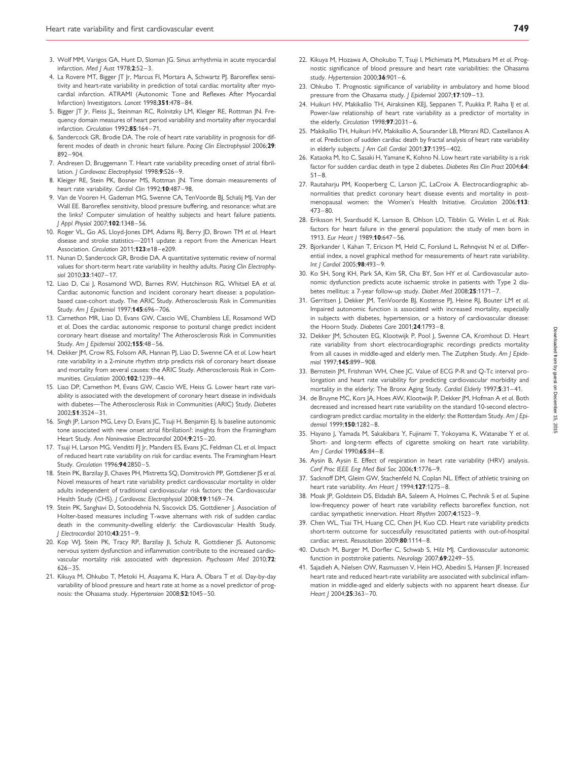3. Wolf MM, Varigos GA, Hunt D, Sloman JG. Sinus arrhythmia in acute myocardial infarction. *Med J Aust* 1978;**2**:52–3.
4. La Rovere MT, Bigger JT Jr, Marcus FI, Mortara A, Schwartz PJ. Baroreflex sensitivity and heart-rate variability in prediction of total cardiac mortality after myocardial infarction. ATRAMI (Autonomic Tone and Reflexes After Myocardial Infarction) Investigators. *Lancet* 1998;**351**:478–84.
5. Bigger JT Jr, Fleiss JL, Steinman RC, Rolnitzky LM, Kleiger RE, Rottman JN. Frequency domain measures of heart period variability and mortality after myocardial infarction. *Circulation* 1992;**85**:164–71.
6. Sandercock GR, Brodie DA. The role of heart rate variability in prognosis for different modes of death in chronic heart failure. *Pacing Clin Electrophysiol* 2006;**29**: 892–904.
7. Andresen D, Bruggemann T. Heart rate variability preceding onset of atrial fibrillation. *J Cardiovasc Electrophysiol* 1998;**9**:S26–9.
8. Kleiger RE, Stein PK, Bosner MS, Rottman JN. Time domain measurements of heart rate variability. *Cardiol Clin* 1992;**10**:487–98.
9. Van de Vooren H, Gademan MG, Swenne CA, TenVoorde BJ, Schalij MJ, Van der Wall EE. Baroreflex sensitivity, blood pressure buffering, and resonance: what are the links? Computer simulation of healthy subjects and heart failure patients. *J Appl Physiol* 2007;**102**:1348–56.
10. Roger VL, Go AS, Lloyd-Jones DM, Adams RJ, Berry JD, Brown TM *et al.* Heart disease and stroke statistics—2011 update: a report from the American Heart Association. *Circulation* 2011;**123**:e18–e209.
11. Nunan D, Sandercock GR, Brodie DA. A quantitative systematic review of normal values for short-term heart rate variability in healthy adults. *Pacing Clin Electrophysiol* 2010;**33**:1407–17.
12. Liao D, Cai J, Rosamond WD, Barnes RW, Hutchinson RG, Whitsel EA *et al.* Cardiac autonomic function and incident coronary heart disease: a population-based case-cohort study. The ARIC Study. Atherosclerosis Risk in Communities Study. *Am J Epidemiol* 1997;**145**:696–706.
13. Carnethon MR, Liao D, Evans GW, Cascio WE, Chambless LE, Rosamond WD *et al.* Does the cardiac autonomic response to postural change predict incident coronary heart disease and mortality? The Atherosclerosis Risk in Communities Study. *Am J Epidemiol* 2002;**155**:48–56.
14. Dekker JM, Crow RS, Folsom AR, Hannan PJ, Liao D, Swenne CA *et al.* Low heart rate variability in a 2-minute rhythm strip predicts risk of coronary heart disease and mortality from several causes: the ARIC Study. Atherosclerosis Risk in Communities. *Circulation* 2000;**102**:1239–44.
15. Liao DP, Carnethon M, Evans GW, Cascio WE, Heiss G. Lower heart rate variability is associated with the development of coronary heart disease in individuals with diabetes—The Atherosclerosis Risk in Communities (ARIC) Study. *Diabetes* 2002;**51**:3524–31.
16. Singh JP, Larson MG, Levy D, Evans JC, Tsuji H, Benjamin EJ. Is baseline autonomic tone associated with new onset atrial fibrillation?: insights from the Framingham Heart Study. *Ann Noninvasive Electrocardiol* 2004;**9**:215–20.
17. Tsuji H, Larson MG, Venditti FJ Jr, Manders ES, Evans JC, Feldman CL *et al.* Impact of reduced heart rate variability on risk for cardiac events. The Framingham Heart Study. *Circulation* 1996;**94**:2850–5.
18. Stein PK, Barzilay JI, Chaves PH, Mistretta SQ, Domitrovich PP, Gottdiener JS *et al.* Novel measures of heart rate variability predict cardiovascular mortality in older adults independent of traditional cardiovascular risk factors: the Cardiovascular Health Study (CHS). *J Cardiovasc Electrophysiol* 2008;**19**:1169–74.
19. Stein PK, Sanghavi D, Sotoodehnia N, Siscovick DS, Gottdiener J. Association of Holter-based measures including T-wave alternans with risk of sudden cardiac death in the community-dwelling elderly: the Cardiovascular Health Study. *J Electrocardiol* 2010;**43**:251–9.
20. Kop WJ, Stein PK, Tracy RP, Barzilay JI, Schulz R, Gottdiener JS. Autonomic nervous system dysfunction and inflammation contribute to the increased cardiovascular mortality risk associated with depression. *Psychosom Med* 2010;**72**: 626–35.
21. Kikuya M, Ohkubo T, Metoki H, Asayama K, Hara A, Obara T *et al.* Day-by-day variability of blood pressure and heart rate at home as a novel predictor of prognosis: the Ohasama study. *Hypertension* 2008;**52**:1045–50.
22. Kikuya M, Hozawa A, Ohokubo T, Tsuji I, Michimata M, Matsubara M *et al.* Prognostic significance of blood pressure and heart rate variabilities: the Ohasama study. *Hypertension* 2000;**36**:901–6.
23. Ohkubo T. Prognostic significance of variability in ambulatory and home blood pressure from the Ohasama study. *J Epidemiol* 2007;**17**:109–13.
24. Huikuri HV, Makikallio TH, Airaksinen KEJ, Seppanen T, Puukka P, Raiha IJ *et al.* Power-law relationship of heart rate variability as a predictor of mortality in the elderly. *Circulation* 1998;**97**:2031–6.
25. Makikallio TH, Huikuri HV, Makikallio A, Sourander LB, Mitrani RD, Castellanos A *et al.* Prediction of sudden cardiac death by fractal analysis of heart rate variability in elderly subjects. *J Am Coll Cardiol* 2001;**37**:1395–402.
26. Kataoka M, Ito C, Sasaki H, Yamane K, Kohno N. Low heart rate variability is a risk factor for sudden cardiac death in type 2 diabetes. *Diabetes Res Clin Pract* 2004;**64**: 51–8.
27. Rautaharju PM, Kooperberg C, Larson JC, LaCroix A. Electrocardiographic abnormalities that predict coronary heart disease events and mortality in postmenopausal women: the Women's Health Initiative. *Circulation* 2006;**113**: 473–80.
28. Eriksson H, Svardsudd K, Larsson B, Ohlson LO, Tibblin G, Welin L *et al.* Risk factors for heart failure in the general population: the study of men born in 1913. *Eur Heart J* 1989;**10**:647–56.
29. Bjorkander I, Kahan T, Ericson M, Held C, Forslund L, Rehnqvist N *et al.* Differential index, a novel graphical method for measurements of heart rate variability. *Int J Cardiol* 2005;**98**:493–9.
30. Ko SH, Song KH, Park SA, Kim SR, Cha BY, Son HY *et al.* Cardiovascular autonomic dysfunction predicts acute ischaemic stroke in patients with Type 2 diabetes mellitus: a 7-year follow-up study. *Diabet Med* 2008;**25**:1171–7.
31. Gerritsen J, Dekker JM, TenVoorde BJ, Kostense PJ, Heine RJ, Bouter LM *et al.* Impaired autonomic function is associated with increased mortality, especially in subjects with diabetes, hypertension, or a history of cardiovascular disease: the Hoorn Study. *Diabetes Care* 2001;**24**:1793–8.
32. Dekker JM, Schouten EG, Klootwijk P, Pool J, Swenne CA, Kromhout D. Heart rate variability from short electrocardiographic recordings predicts mortality from all causes in middle-aged and elderly men. The Zutphen Study. *Am J Epidemiol* 1997;**145**:899–908.
33. Bernstein JM, Frishman WH, Chee JC. Value of ECG P-R and Q-Tc interval prolongation and heart rate variability for predicting cardiovascular morbidity and mortality in the elderly: The Bronx Aging Study. *Cardiol Elderly* 1997;**5**:31–41.
34. de Bruyne MC, Kors JA, Hoes AW, Klootwijk P, Dekker JM, Hofman A *et al.* Both decreased and increased heart rate variability on the standard 10-second electrocardiogram predict cardiac mortality in the elderly: the Rotterdam Study. *Am J Epidemiol* 1999;**150**:1282–8.
35. Hayano J, Yamada M, Sakakibara Y, Fujinami T, Yokoyama K, Watanabe Y *et al.* Short- and long-term effects of cigarette smoking on heart rate variability. *Am J Cardiol* 1990;**65**:84–8.
36. Aysin B, Aysin E. Effect of respiration in heart rate variability (HRV) analysis. *Conf Proc IEEE Eng Med Biol Soc* 2006;**1**:1776–9.
37. Sacknoff DM, Gleim GW, Stachenfeld N, Coplan NL. Effect of athletic training on heart rate variability. *Am Heart J* 1994;**127**:1275–8.
38. Moak JP, Goldstein DS, Eldadah BA, Saleem A, Holmes C, Pechnik S *et al.* Supine low-frequency power of heart rate variability reflects baroreflex function, not cardiac sympathetic innervation. *Heart Rhythm* 2007;**4**:1523–9.
39. Chen WL, Tsai TH, Huang CC, Chen JH, Kuo CD. Heart rate variability predicts short-term outcome for successfully resuscitated patients with out-of-hospital cardiac arrest. *Resuscitation* 2009;**80**:1114–8.
40. Dutsch M, Burger M, Dorfler C, Schwab S, Hilz MJ. Cardiovascular autonomic function in poststroke patients. *Neurology* 2007;**69**:2249–55.
41. Sajadieh A, Nielsen OW, Rasmussen V, Hein HO, Abedini S, Hansen JF. Increased heart rate and reduced heart-rate variability are associated with subclinical inflammation in middle-aged and elderly subjects with no apparent heart disease. *Eur Heart J* 2004;**25**:363–70.